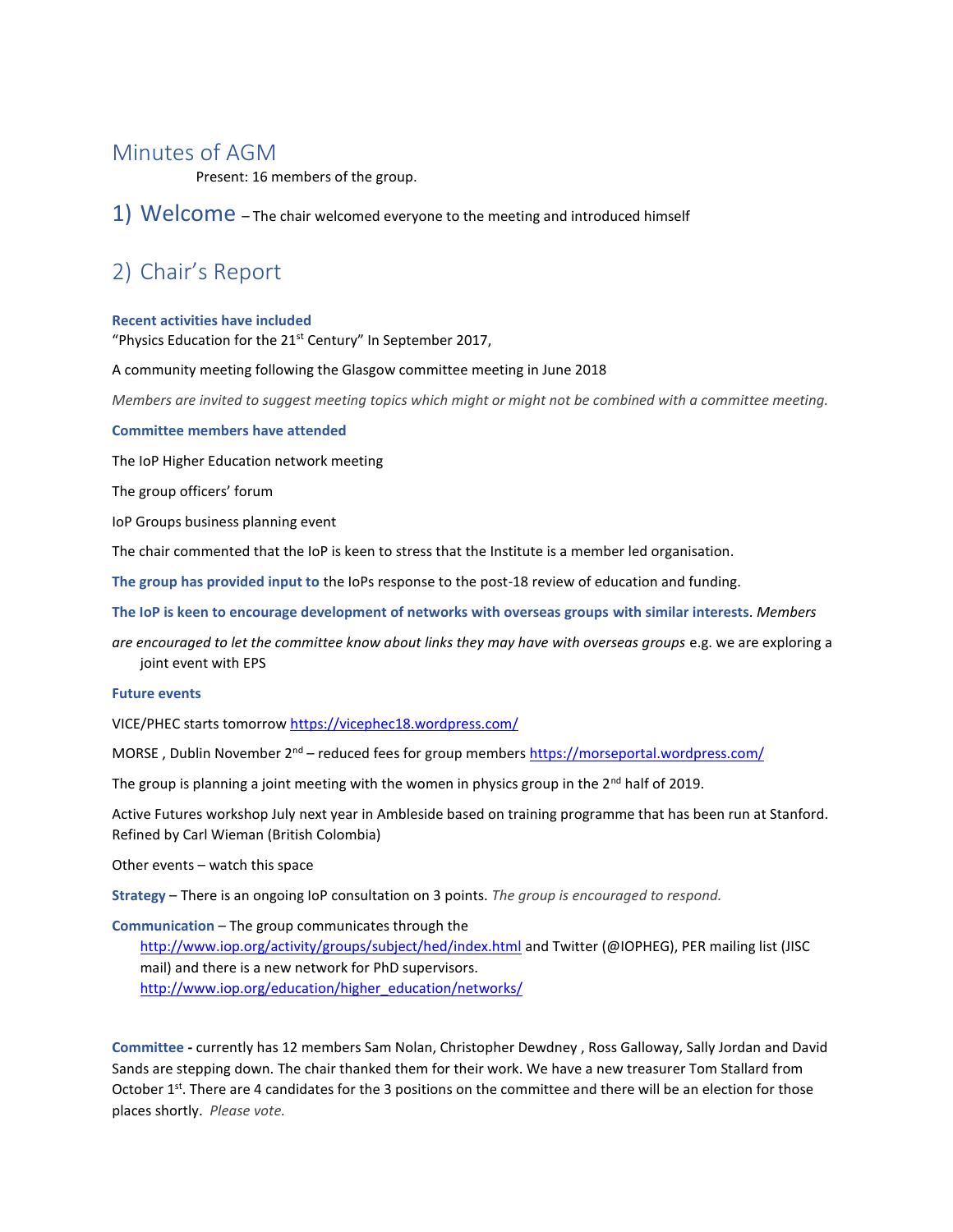# Minutes of AGM

Present: 16 members of the group.

## 1) Welcome – The chair welcomed everyone to the meeting and introduced himself

## 2) Chair's Report

**Recent activities have included**

"Physics Education for the 21st Century" In September 2017,

A community meeting following the Glasgow committee meeting in June 2018

*Members are invited to suggest meeting topics which might or might not be combined with a committee meeting.*

**Committee members have attended**

The IoP Higher Education network meeting

The group officers' forum

IoP Groups business planning event

The chair commented that the IoP is keen to stress that the Institute is a member led organisation.

**The group has provided input to** the IoPs response to the post-18 review of education and funding.

**The IoP is keen to encourage development of networks with overseas groups with similar interests**. *Members are encouraged to let the committee know about links they may have with overseas groups* e.g. we are exploring a joint event with EPS

**Future events**

VICE/PHEC starts tomorrow https://vicephec18.wordpress.com/

MORSE , Dublin November 2nd – reduced fees for group members https://morseportal.wordpress.com/

The group is planning a joint meeting with the women in physics group in the 2nd half of 2019.

Active Futures workshop July next year in Ambleside based on training programme that has been run at Stanford. Refined by Carl Wieman (British Colombia)

Other events – watch this space

**Strategy** – There is an ongoing IoP consultation on 3 points. *The group is encouraged to respond.*

**Communication** – The group communicates through the http://www.iop.org/activity/groups/subject/hed/index.html and Twitter (@IOPHEG), PER mailing list (JISC mail) and there is a new network for PhD supervisors. http://www.iop.org/education/higher_education/networks/

**Committee -** currently has 12 members Sam Nolan, Christopher Dewdney , Ross Galloway, Sally Jordan and David Sands are stepping down. The chair thanked them for their work. We have a new treasurer Tom Stallard from October 1st. There are 4 candidates for the 3 positions on the committee and there will be an election for those places shortly. *Please vote.*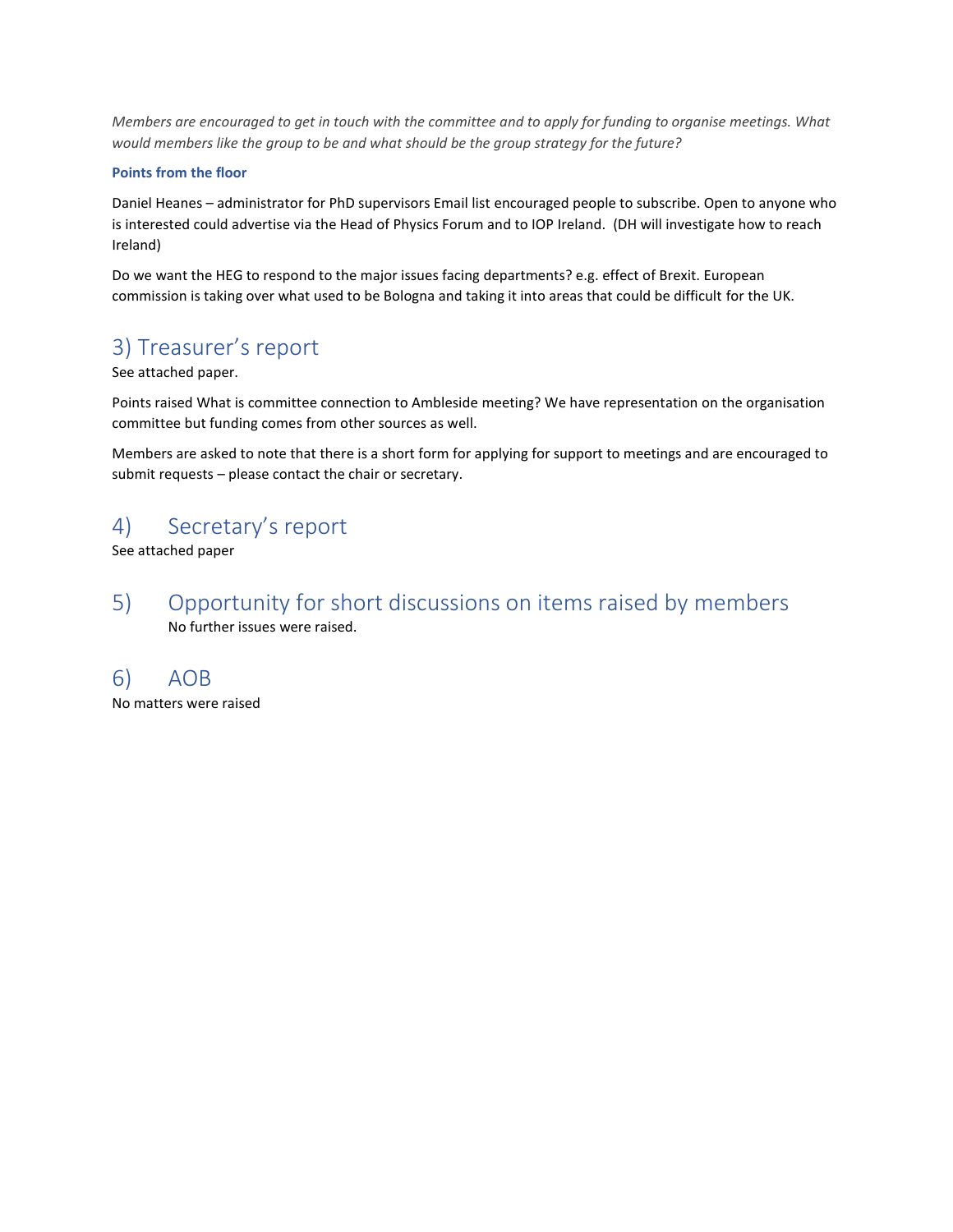*Members are encouraged to get in touch with the committee and to apply for funding to organise meetings. What would members like the group to be and what should be the group strategy for the future?*

**Points from the floor**

Daniel Heanes – administrator for PhD supervisors Email list encouraged people to subscribe. Open to anyone who is interested could advertise via the Head of Physics Forum and to IOP Ireland.  (DH will investigate how to reach Ireland)

Do we want the HEG to respond to the major issues facing departments? e.g. effect of Brexit. European commission is taking over what used to be Bologna and taking it into areas that could be difficult for the UK.

## 3) Treasurer's report

See attached paper.

Points raised What is committee connection to Ambleside meeting? We have representation on the organisation committee but funding comes from other sources as well.

Members are asked to note that there is a short form for applying for support to meetings and are encouraged to submit requests – please contact the chair or secretary.

## 4) Secretary's report

See attached paper

## 5) Opportunity for short discussions on items raised by members

No further issues were raised.

## 6) AOB

No matters were raised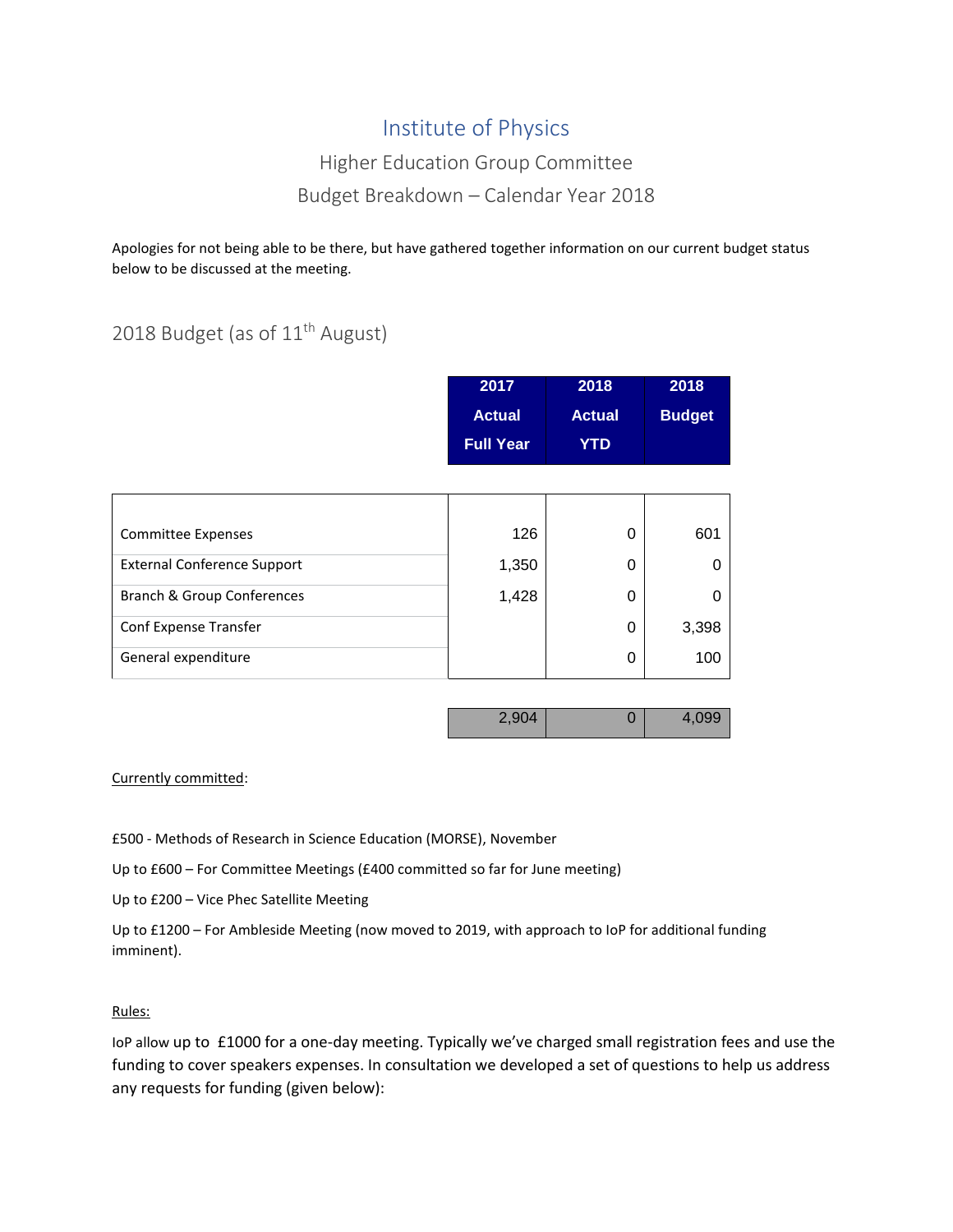# Institute of Physics

## Higher Education Group Committee

## Budget Breakdown – Calendar Year 2018

Apologies for not being able to be there, but have gathered together information on our current budget status below to be discussed at the meeting.

## 2018 Budget (as of 11th August)

| | 2017 Actual Full Year | 2018 Actual YTD | 2018 Budget |
|---|---|---|---|
| Committee Expenses | 126 | 0 | 601 |
| External Conference Support | 1,350 | 0 | 0 |
| Branch & Group Conferences | 1,428 | 0 | 0 |
| Conf Expense Transfer | | 0 | 3,398 |
| General expenditure | | 0 | 100 |
| | 2,904 | 0 | 4,099 |

Currently committed:

£500 - Methods of Research in Science Education (MORSE), November

Up to £600 – For Committee Meetings (£400 committed so far for June meeting)

Up to £200 – Vice Phec Satellite Meeting

Up to £1200 – For Ambleside Meeting (now moved to 2019, with approach to IoP for additional funding imminent).

Rules:

IoP allow up to £1000 for a one-day meeting. Typically we've charged small registration fees and use the funding to cover speakers expenses. In consultation we developed a set of questions to help us address any requests for funding (given below):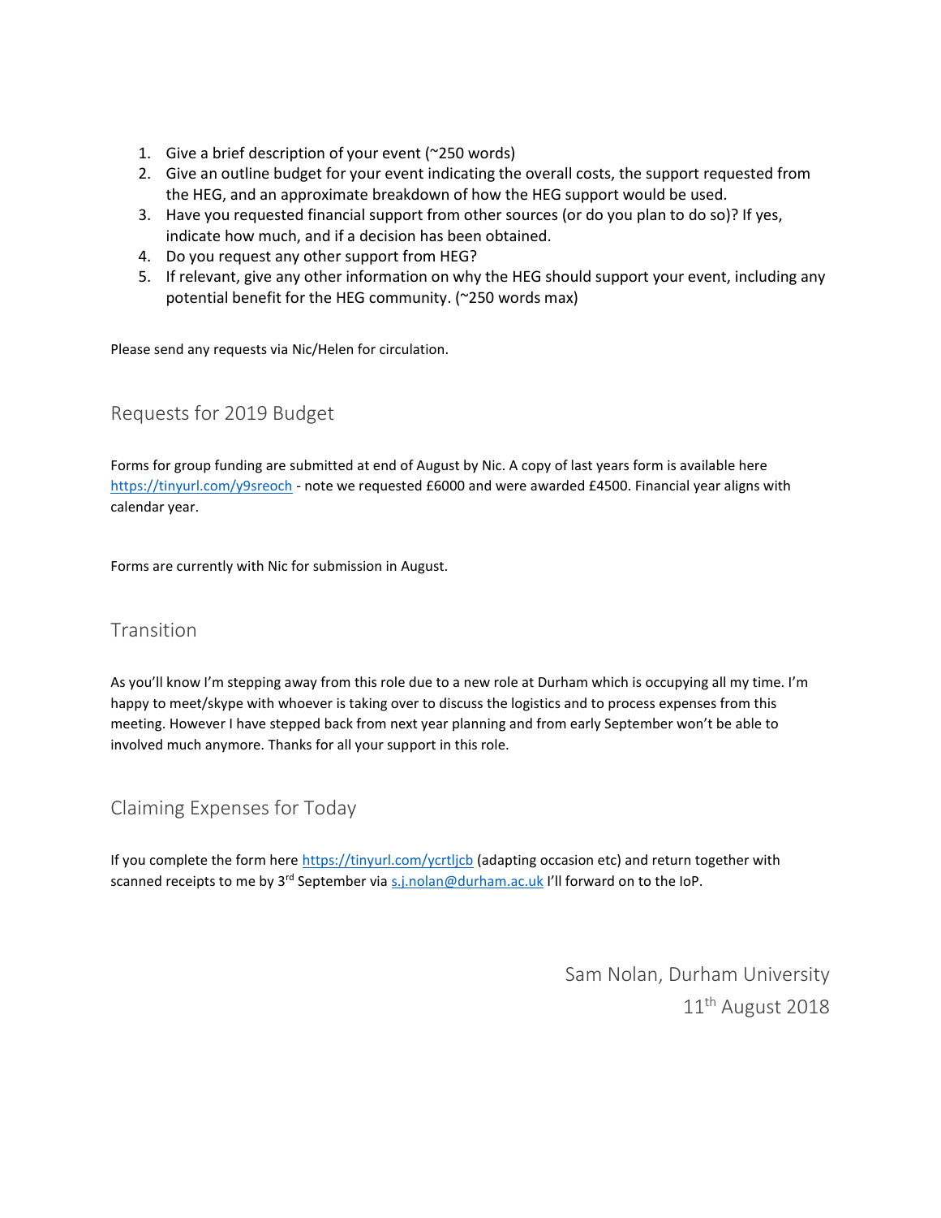1. Give a brief description of your event (~250 words)
2. Give an outline budget for your event indicating the overall costs, the support requested from the HEG, and an approximate breakdown of how the HEG support would be used.
3. Have you requested financial support from other sources (or do you plan to do so)? If yes, indicate how much, and if a decision has been obtained.
4. Do you request any other support from HEG?
5. If relevant, give any other information on why the HEG should support your event, including any potential benefit for the HEG community. (~250 words max)

Please send any requests via Nic/Helen for circulation.

## Requests for 2019 Budget

Forms for group funding are submitted at end of August by Nic. A copy of last years form is available here https://tinyurl.com/y9sreoch - note we requested £6000 and were awarded £4500. Financial year aligns with calendar year.

Forms are currently with Nic for submission in August.

## Transition

As you'll know I'm stepping away from this role due to a new role at Durham which is occupying all my time. I'm happy to meet/skype with whoever is taking over to discuss the logistics and to process expenses from this meeting. However I have stepped back from next year planning and from early September won't be able to involved much anymore. Thanks for all your support in this role.

## Claiming Expenses for Today

If you complete the form here https://tinyurl.com/ycrtljcb (adapting occasion etc) and return together with scanned receipts to me by 3rd September via s.j.nolan@durham.ac.uk I'll forward on to the IoP.

Sam Nolan, Durham University

11th August 2018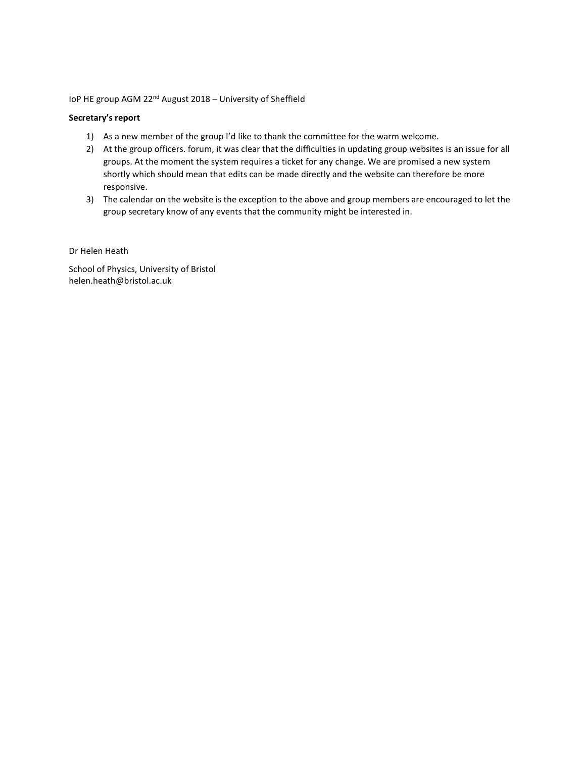IoP HE group AGM 22nd August 2018 – University of Sheffield

**Secretary's report**

1) As a new member of the group I'd like to thank the committee for the warm welcome.
2) At the group officers. forum, it was clear that the difficulties in updating group websites is an issue for all groups. At the moment the system requires a ticket for any change. We are promised a new system shortly which should mean that edits can be made directly and the website can therefore be more responsive.
3) The calendar on the website is the exception to the above and group members are encouraged to let the group secretary know of any events that the community might be interested in.

Dr Helen Heath

School of Physics, University of Bristol
helen.heath@bristol.ac.uk